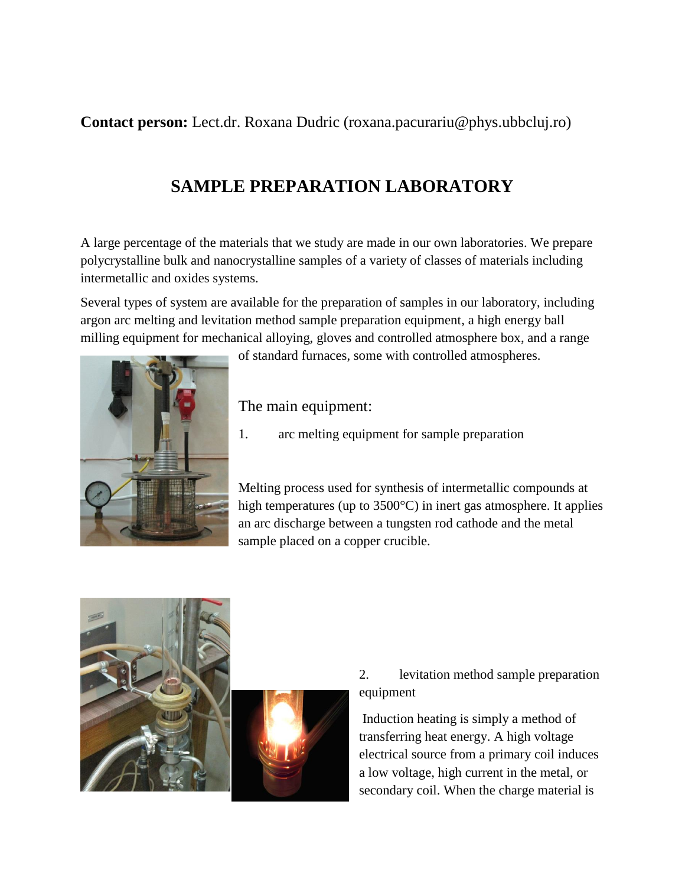**Contact person:** Lect.dr. Roxana Dudric (roxana.pacurariu@phys.ubbcluj.ro)

# SAMPLE PREPARATION LABORATORY

A large percentage of the materials that we study are made in our own laboratories. We prepare polycrystalline bulk and nanocrystalline samples of a variety of classes of materials including intermetallic and oxides systems.

Several types of system are available for the preparation of samples in our laboratory, including argon arc melting and levitation method sample preparation equipment, a high energy ball milling equipment for mechanical alloying, gloves and controlled atmosphere box, and a range of standard furnaces, some with controlled atmospheres.

## The main equipment:

1. arc melting equipment for sample preparation

Melting process used for synthesis of intermetallic compounds at high temperatures (up to 3500°C) in inert gas atmosphere. It applies an arc discharge between a tungsten rod cathode and the metal sample placed on a copper crucible.

2. levitation method sample preparation equipment

Induction heating is simply a method of transferring heat energy. A high voltage electrical source from a primary coil induces a low voltage, high current in the metal, or secondary coil. When the charge material is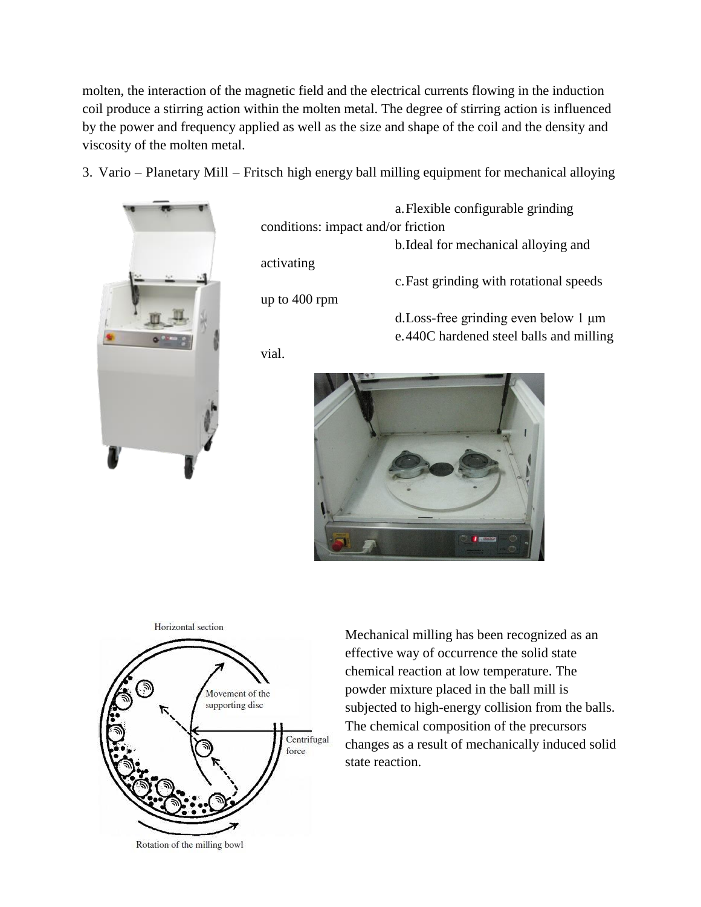molten, the interaction of the magnetic field and the electrical currents flowing in the induction coil produce a stirring action within the molten metal. The degree of stirring action is influenced by the power and frequency applied as well as the size and shape of the coil and the density and viscosity of the molten metal.

3. Vario – Planetary Mill – Fritsch high energy ball milling equipment for mechanical alloying

a. Flexible configurable grinding conditions: impact and/or friction
b. Ideal for mechanical alloying and activating
c. Fast grinding with rotational speeds up to 400 rpm
d. Loss-free grinding even below 1 μm
e. 440C hardened steel balls and milling vial.

Mechanical milling has been recognized as an effective way of occurrence the solid state chemical reaction at low temperature. The powder mixture placed in the ball mill is subjected to high-energy collision from the balls. The chemical composition of the precursors changes as a result of mechanically induced solid state reaction.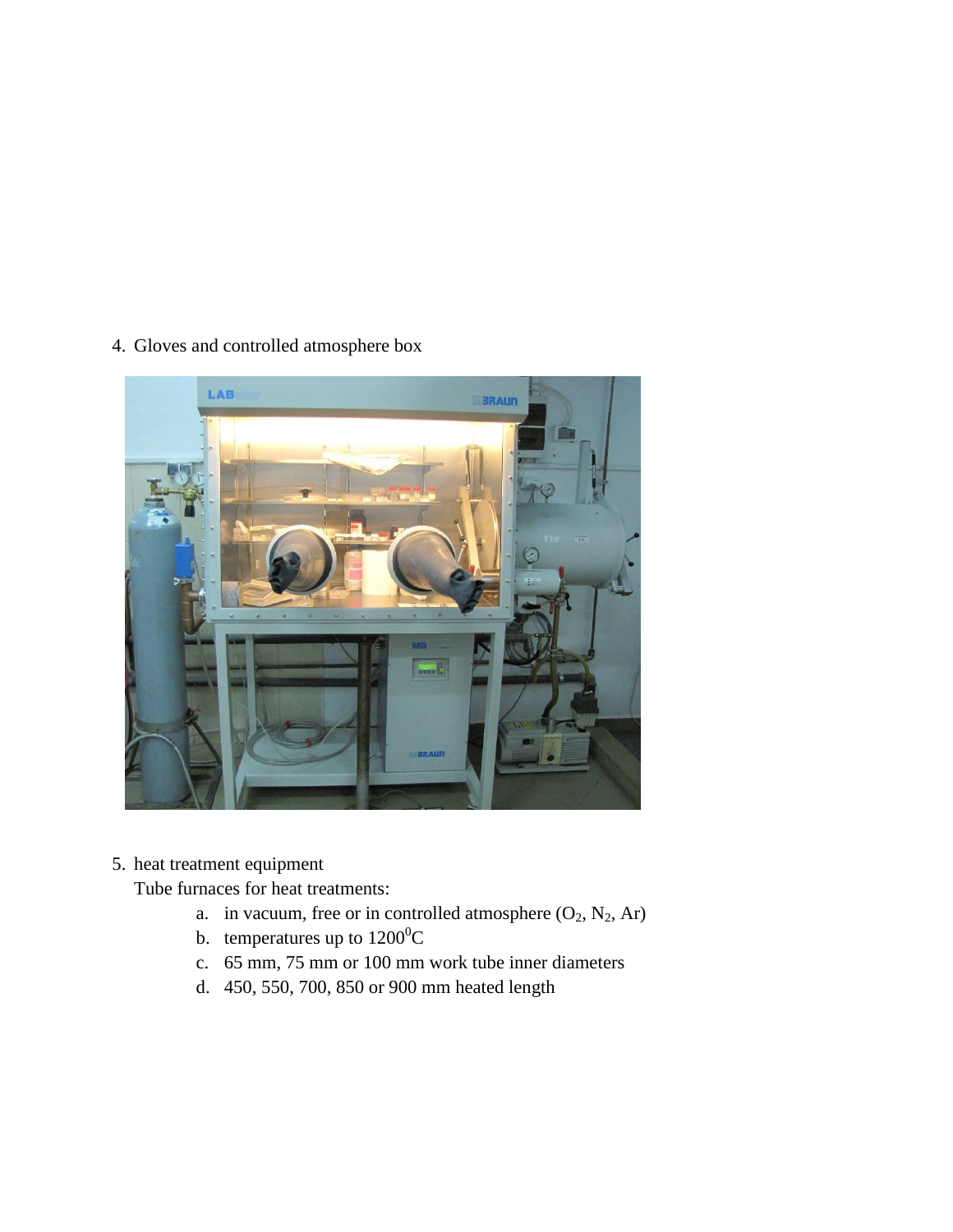4. Gloves and controlled atmosphere box

5. heat treatment equipment

   Tube furnaces for heat treatments:

   a. in vacuum, free or in controlled atmosphere ($O_2$, $N_2$, Ar)
   b. temperatures up to $1200^0$C
   c. 65 mm, 75 mm or 100 mm work tube inner diameters
   d. 450, 550, 700, 850 or 900 mm heated length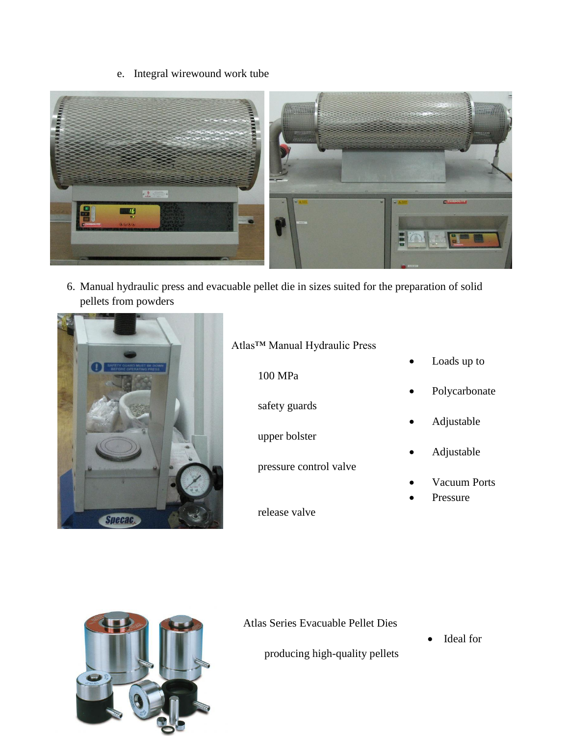e. Integral wirewound work tube

6. Manual hydraulic press and evacuable pellet die in sizes suited for the preparation of solid pellets from powders

Atlas™ Manual Hydraulic Press

- Loads up to 100 MPa
- Polycarbonate safety guards
- Adjustable upper bolster
- Adjustable pressure control valve
- Vacuum Ports
- Pressure release valve

Atlas Series Evacuable Pellet Dies

- Ideal for producing high-quality pellets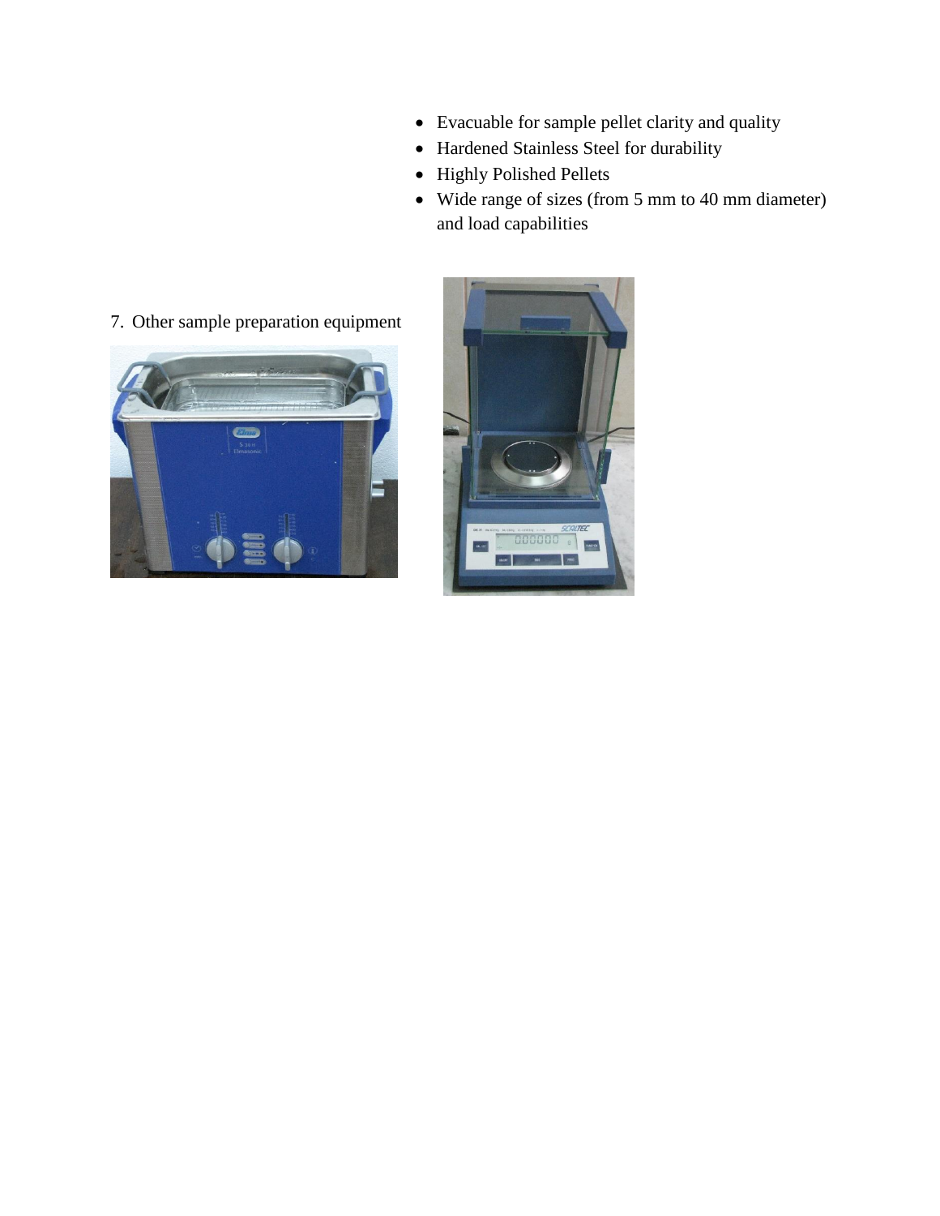- Evacuable for sample pellet clarity and quality
- Hardened Stainless Steel for durability
- Highly Polished Pellets
- Wide range of sizes (from 5 mm to 40 mm diameter) and load capabilities

7. Other sample preparation equipment